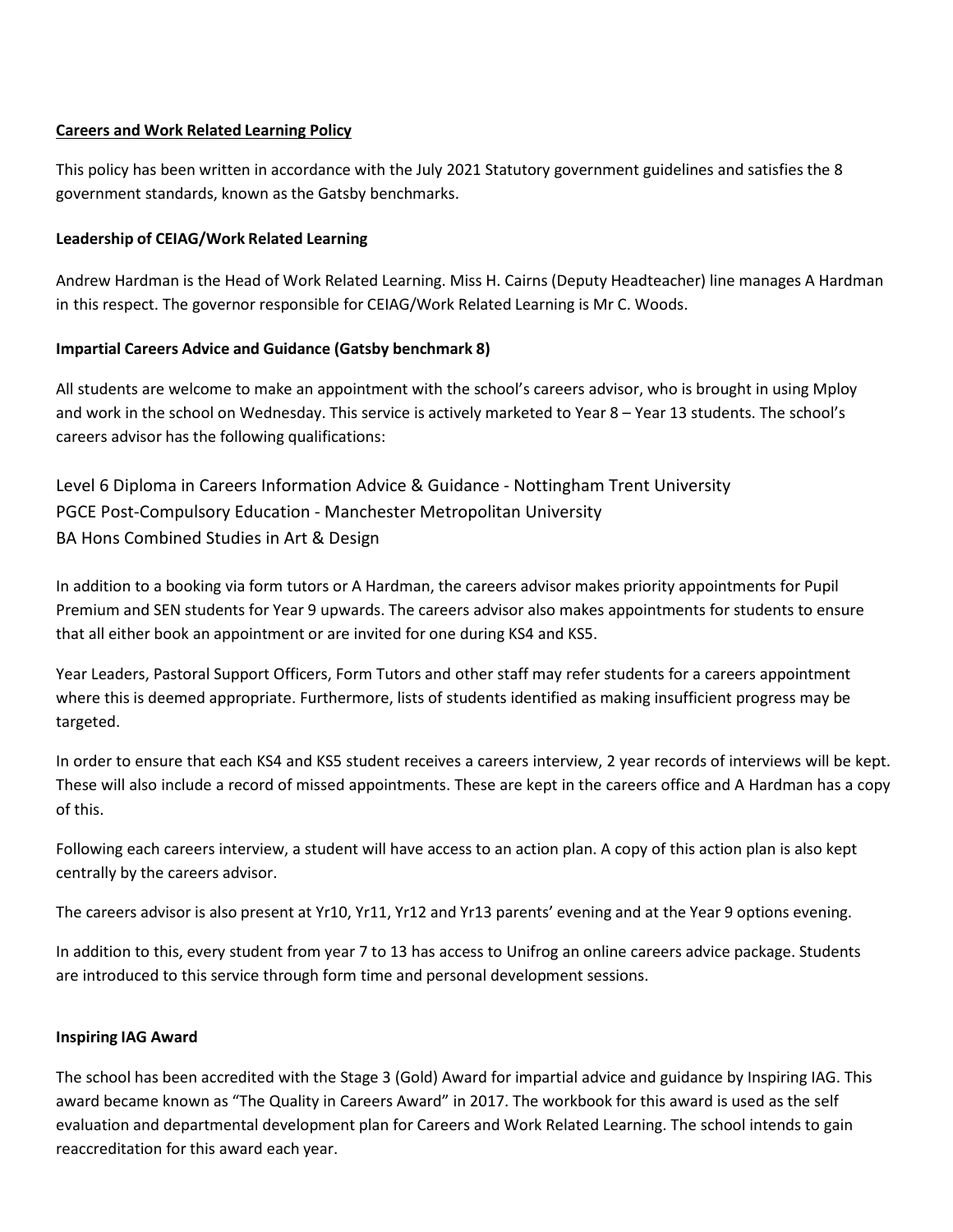# Careers and Work Related Learning Policy

This policy has been written in accordance with the July 2021 Statutory government guidelines and satisfies the 8 government standards, known as the Gatsby benchmarks.

## Leadership of CEIAG/Work Related Learning

Andrew Hardman is the Head of Work Related Learning. Miss H. Cairns (Deputy Headteacher) line manages A Hardman in this respect. The governor responsible for CEIAG/Work Related Learning is Mr C. Woods.

## Impartial Careers Advice and Guidance (Gatsby benchmark 8)

All students are welcome to make an appointment with the school's careers advisor, who is brought in using Mploy and work in the school on Wednesday. This service is actively marketed to Year 8 – Year 13 students. The school's careers advisor has the following qualifications:

Level 6 Diploma in Careers Information Advice & Guidance - Nottingham Trent University
PGCE Post-Compulsory Education - Manchester Metropolitan University
BA Hons Combined Studies in Art & Design

In addition to a booking via form tutors or A Hardman, the careers advisor makes priority appointments for Pupil Premium and SEN students for Year 9 upwards. The careers advisor also makes appointments for students to ensure that all either book an appointment or are invited for one during KS4 and KS5.

Year Leaders, Pastoral Support Officers, Form Tutors and other staff may refer students for a careers appointment where this is deemed appropriate. Furthermore, lists of students identified as making insufficient progress may be targeted.

In order to ensure that each KS4 and KS5 student receives a careers interview, 2 year records of interviews will be kept. These will also include a record of missed appointments. These are kept in the careers office and A Hardman has a copy of this.

Following each careers interview, a student will have access to an action plan. A copy of this action plan is also kept centrally by the careers advisor.

The careers advisor is also present at Yr10, Yr11, Yr12 and Yr13 parents' evening and at the Year 9 options evening.

In addition to this, every student from year 7 to 13 has access to Unifrog an online careers advice package. Students are introduced to this service through form time and personal development sessions.

## Inspiring IAG Award

The school has been accredited with the Stage 3 (Gold) Award for impartial advice and guidance by Inspiring IAG. This award became known as "The Quality in Careers Award" in 2017. The workbook for this award is used as the self evaluation and departmental development plan for Careers and Work Related Learning. The school intends to gain reaccreditation for this award each year.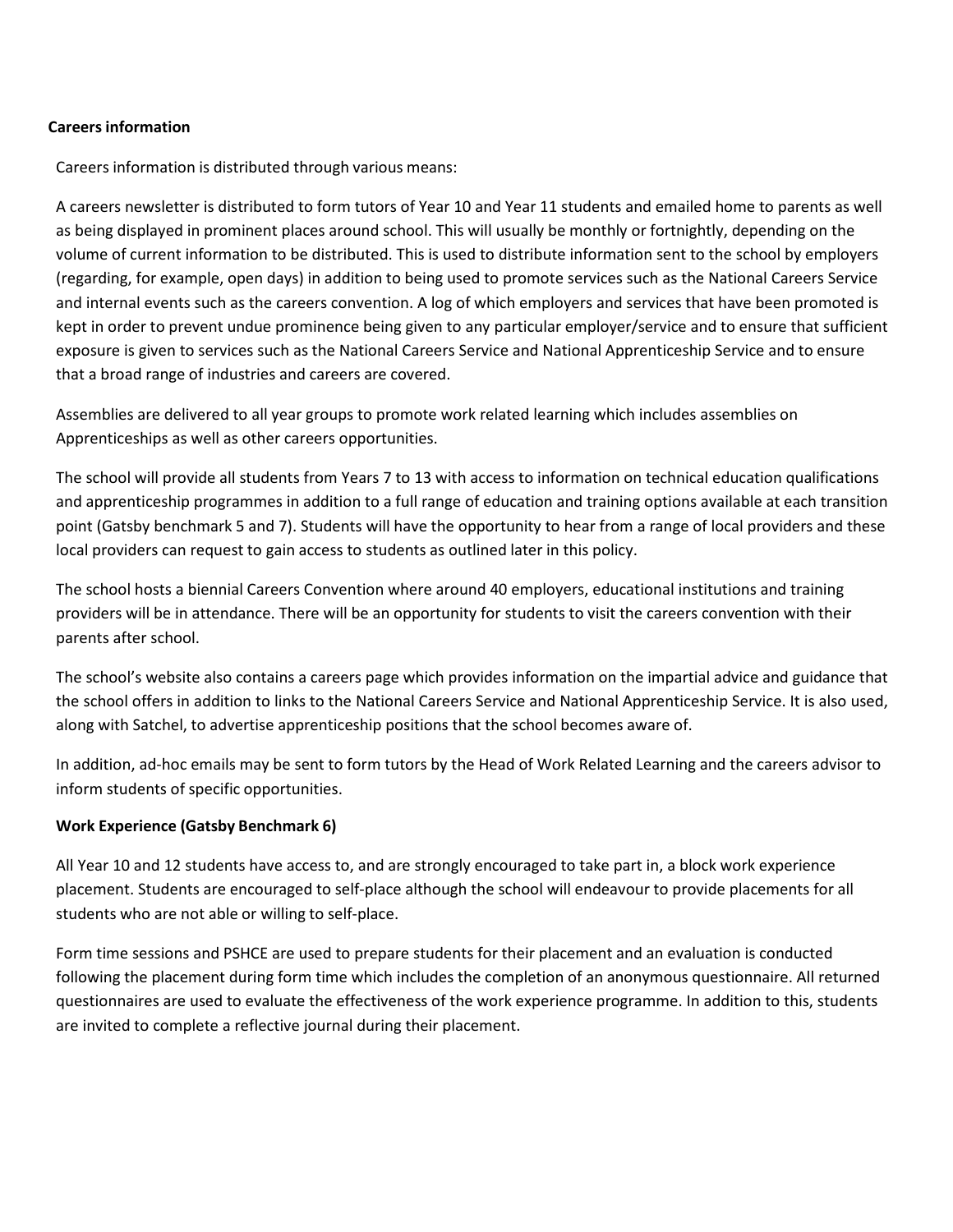**Careers information**

Careers information is distributed through various means:

A careers newsletter is distributed to form tutors of Year 10 and Year 11 students and emailed home to parents as well as being displayed in prominent places around school. This will usually be monthly or fortnightly, depending on the volume of current information to be distributed. This is used to distribute information sent to the school by employers (regarding, for example, open days) in addition to being used to promote services such as the National Careers Service and internal events such as the careers convention. A log of which employers and services that have been promoted is kept in order to prevent undue prominence being given to any particular employer/service and to ensure that sufficient exposure is given to services such as the National Careers Service and National Apprenticeship Service and to ensure that a broad range of industries and careers are covered.

Assemblies are delivered to all year groups to promote work related learning which includes assemblies on Apprenticeships as well as other careers opportunities.

The school will provide all students from Years 7 to 13 with access to information on technical education qualifications and apprenticeship programmes in addition to a full range of education and training options available at each transition point (Gatsby benchmark 5 and 7). Students will have the opportunity to hear from a range of local providers and these local providers can request to gain access to students as outlined later in this policy.

The school hosts a biennial Careers Convention where around 40 employers, educational institutions and training providers will be in attendance. There will be an opportunity for students to visit the careers convention with their parents after school.

The school's website also contains a careers page which provides information on the impartial advice and guidance that the school offers in addition to links to the National Careers Service and National Apprenticeship Service. It is also used, along with Satchel, to advertise apprenticeship positions that the school becomes aware of.

In addition, ad-hoc emails may be sent to form tutors by the Head of Work Related Learning and the careers advisor to inform students of specific opportunities.

**Work Experience (Gatsby Benchmark 6)**

All Year 10 and 12 students have access to, and are strongly encouraged to take part in, a block work experience placement. Students are encouraged to self-place although the school will endeavour to provide placements for all students who are not able or willing to self-place.

Form time sessions and PSHCE are used to prepare students for their placement and an evaluation is conducted following the placement during form time which includes the completion of an anonymous questionnaire. All returned questionnaires are used to evaluate the effectiveness of the work experience programme. In addition to this, students are invited to complete a reflective journal during their placement.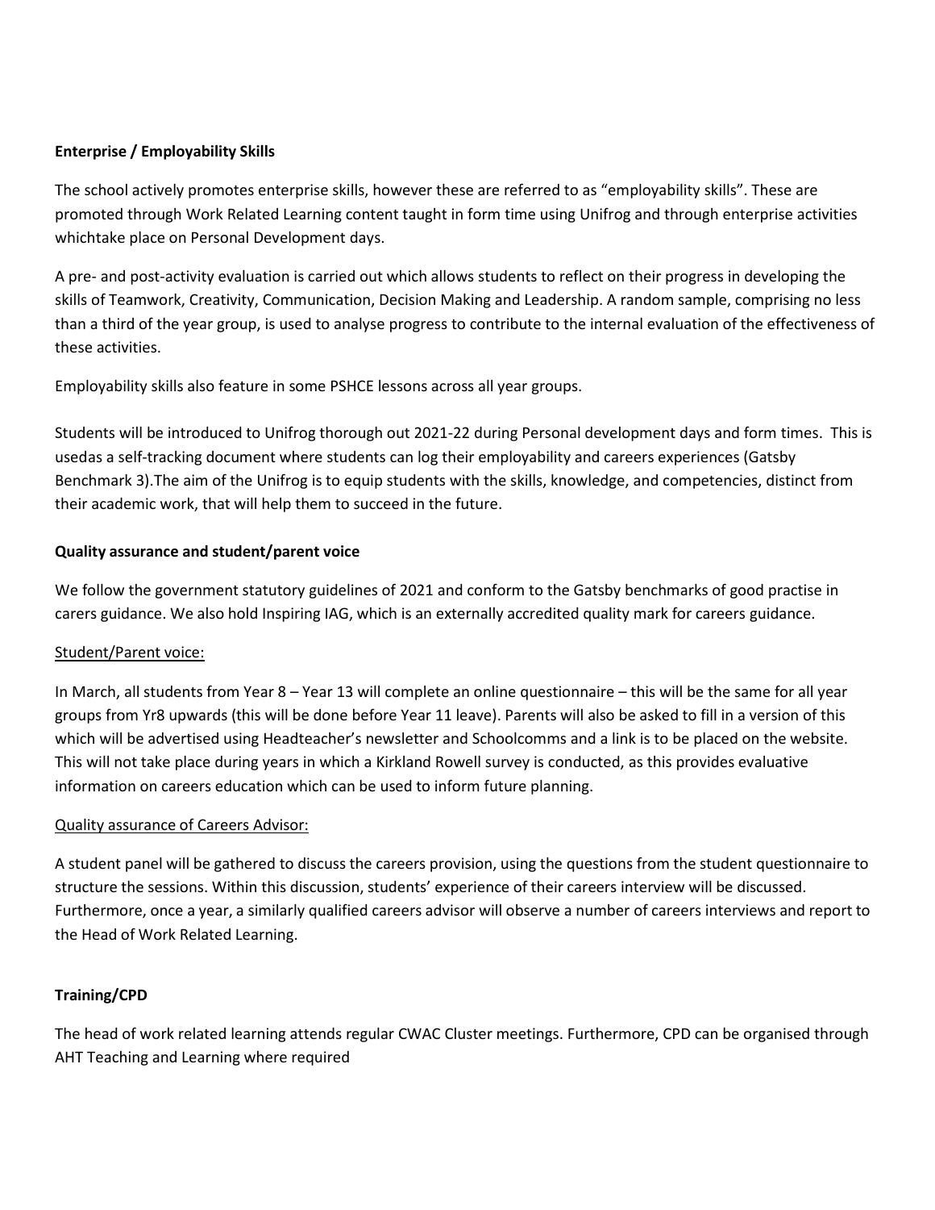**Enterprise / Employability Skills**

The school actively promotes enterprise skills, however these are referred to as "employability skills". These are promoted through Work Related Learning content taught in form time using Unifrog and through enterprise activities whichtake place on Personal Development days.

A pre- and post-activity evaluation is carried out which allows students to reflect on their progress in developing the skills of Teamwork, Creativity, Communication, Decision Making and Leadership. A random sample, comprising no less than a third of the year group, is used to analyse progress to contribute to the internal evaluation of the effectiveness of these activities.

Employability skills also feature in some PSHCE lessons across all year groups.

Students will be introduced to Unifrog thorough out 2021-22 during Personal development days and form times. This is usedas a self-tracking document where students can log their employability and careers experiences (Gatsby Benchmark 3).The aim of the Unifrog is to equip students with the skills, knowledge, and competencies, distinct from their academic work, that will help them to succeed in the future.

**Quality assurance and student/parent voice**

We follow the government statutory guidelines of 2021 and conform to the Gatsby benchmarks of good practise in carers guidance. We also hold Inspiring IAG, which is an externally accredited quality mark for careers guidance.

Student/Parent voice:

In March, all students from Year 8 – Year 13 will complete an online questionnaire – this will be the same for all year groups from Yr8 upwards (this will be done before Year 11 leave). Parents will also be asked to fill in a version of this which will be advertised using Headteacher's newsletter and Schoolcomms and a link is to be placed on the website. This will not take place during years in which a Kirkland Rowell survey is conducted, as this provides evaluative information on careers education which can be used to inform future planning.

Quality assurance of Careers Advisor:

A student panel will be gathered to discuss the careers provision, using the questions from the student questionnaire to structure the sessions. Within this discussion, students' experience of their careers interview will be discussed. Furthermore, once a year, a similarly qualified careers advisor will observe a number of careers interviews and report to the Head of Work Related Learning.

**Training/CPD**

The head of work related learning attends regular CWAC Cluster meetings. Furthermore, CPD can be organised through AHT Teaching and Learning where required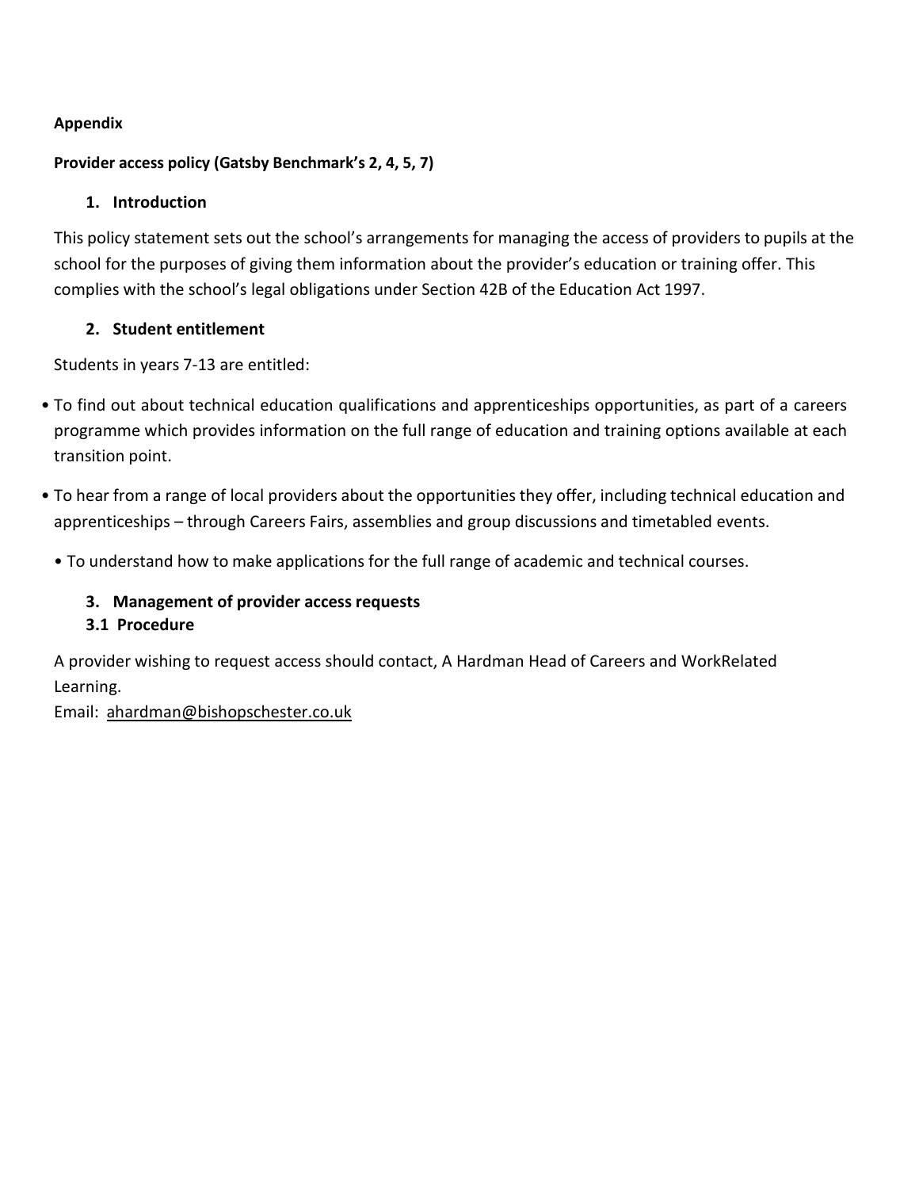**Appendix**

**Provider access policy (Gatsby Benchmark's 2, 4, 5, 7)**

## 1. Introduction

This policy statement sets out the school's arrangements for managing the access of providers to pupils at the school for the purposes of giving them information about the provider's education or training offer. This complies with the school's legal obligations under Section 42B of the Education Act 1997.

## 2. Student entitlement

Students in years 7-13 are entitled:

- To find out about technical education qualifications and apprenticeships opportunities, as part of a careers programme which provides information on the full range of education and training options available at each transition point.
- To hear from a range of local providers about the opportunities they offer, including technical education and apprenticeships – through Careers Fairs, assemblies and group discussions and timetabled events.
- To understand how to make applications for the full range of academic and technical courses.

## 3. Management of provider access requests

### 3.1 Procedure

A provider wishing to request access should contact, A Hardman Head of Careers and WorkRelated Learning.
Email: ahardman@bishopschester.co.uk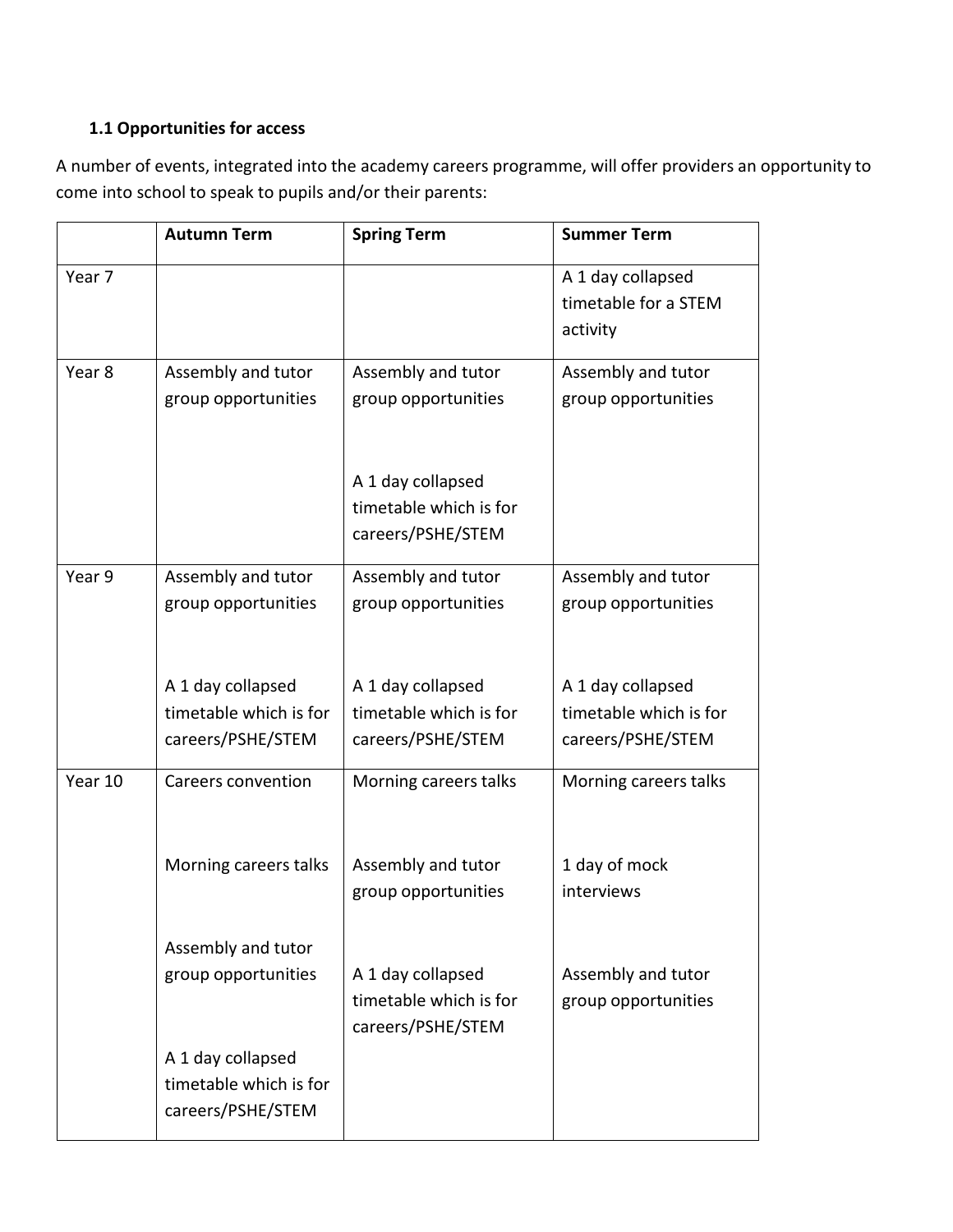### 1.1 Opportunities for access

A number of events, integrated into the academy careers programme, will offer providers an opportunity to come into school to speak to pupils and/or their parents:

| | Autumn Term | Spring Term | Summer Term |
|---|---|---|---|
| Year 7 | | | A 1 day collapsed timetable for a STEM activity |
| Year 8 | Assembly and tutor group opportunities | Assembly and tutor group opportunities<br><br>A 1 day collapsed timetable which is for careers/PSHE/STEM | Assembly and tutor group opportunities |
| Year 9 | Assembly and tutor group opportunities<br><br>A 1 day collapsed timetable which is for careers/PSHE/STEM | Assembly and tutor group opportunities<br><br>A 1 day collapsed timetable which is for careers/PSHE/STEM | Assembly and tutor group opportunities<br><br>A 1 day collapsed timetable which is for careers/PSHE/STEM |
| Year 10 | Careers convention<br><br>Morning careers talks<br><br>Assembly and tutor group opportunities<br><br>A 1 day collapsed timetable which is for careers/PSHE/STEM | Morning careers talks<br><br>Assembly and tutor group opportunities<br><br>A 1 day collapsed timetable which is for careers/PSHE/STEM | Morning careers talks<br><br>1 day of mock interviews<br><br>Assembly and tutor group opportunities |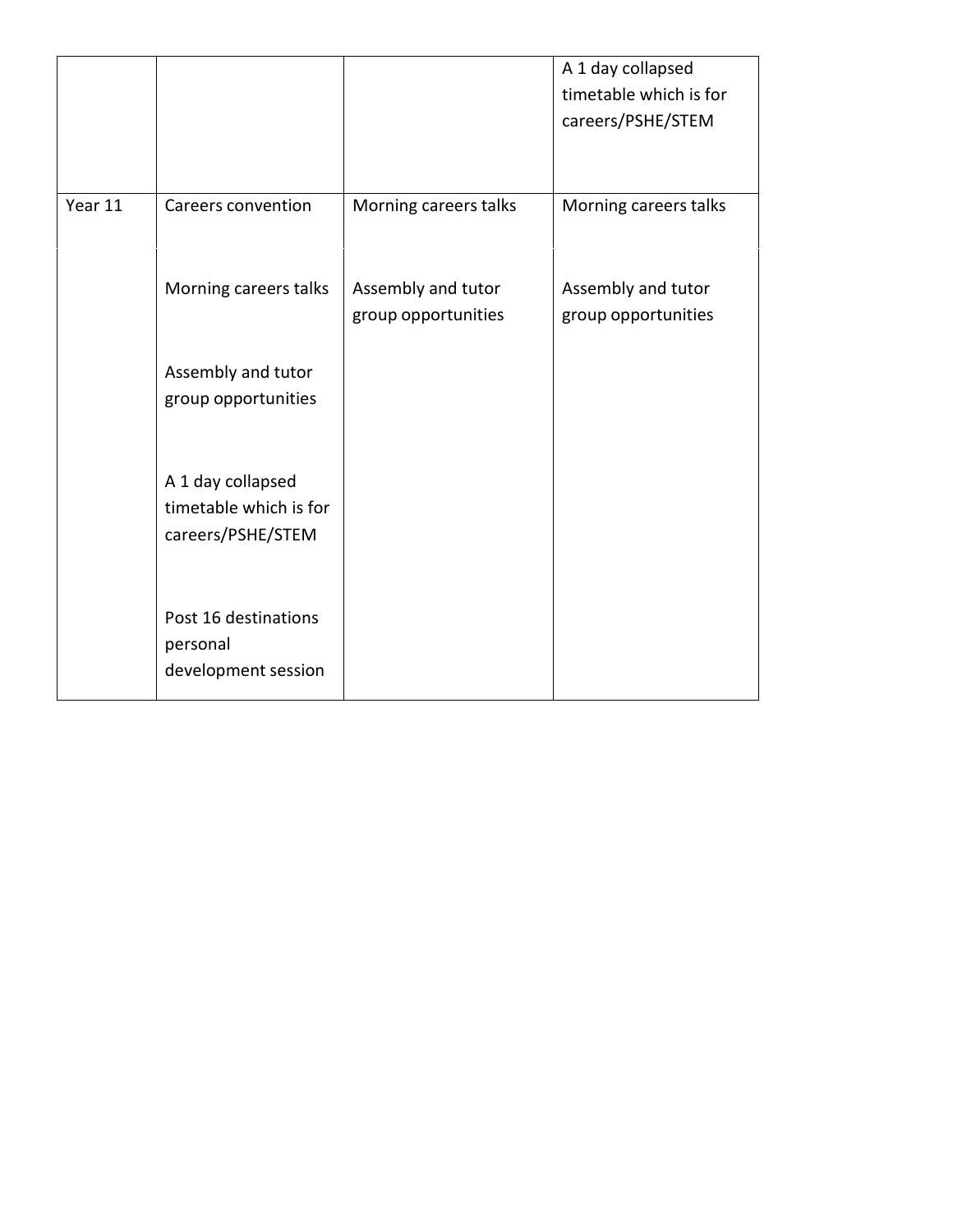| | | | |
|---|---|---|---|
| | | | A 1 day collapsed timetable which is for careers/PSHE/STEM |
| Year 11 | Careers convention<br><br>Morning careers talks<br><br>Assembly and tutor group opportunities<br><br>A 1 day collapsed timetable which is for careers/PSHE/STEM<br><br>Post 16 destinations personal development session | Morning careers talks<br><br>Assembly and tutor group opportunities | Morning careers talks<br><br>Assembly and tutor group opportunities |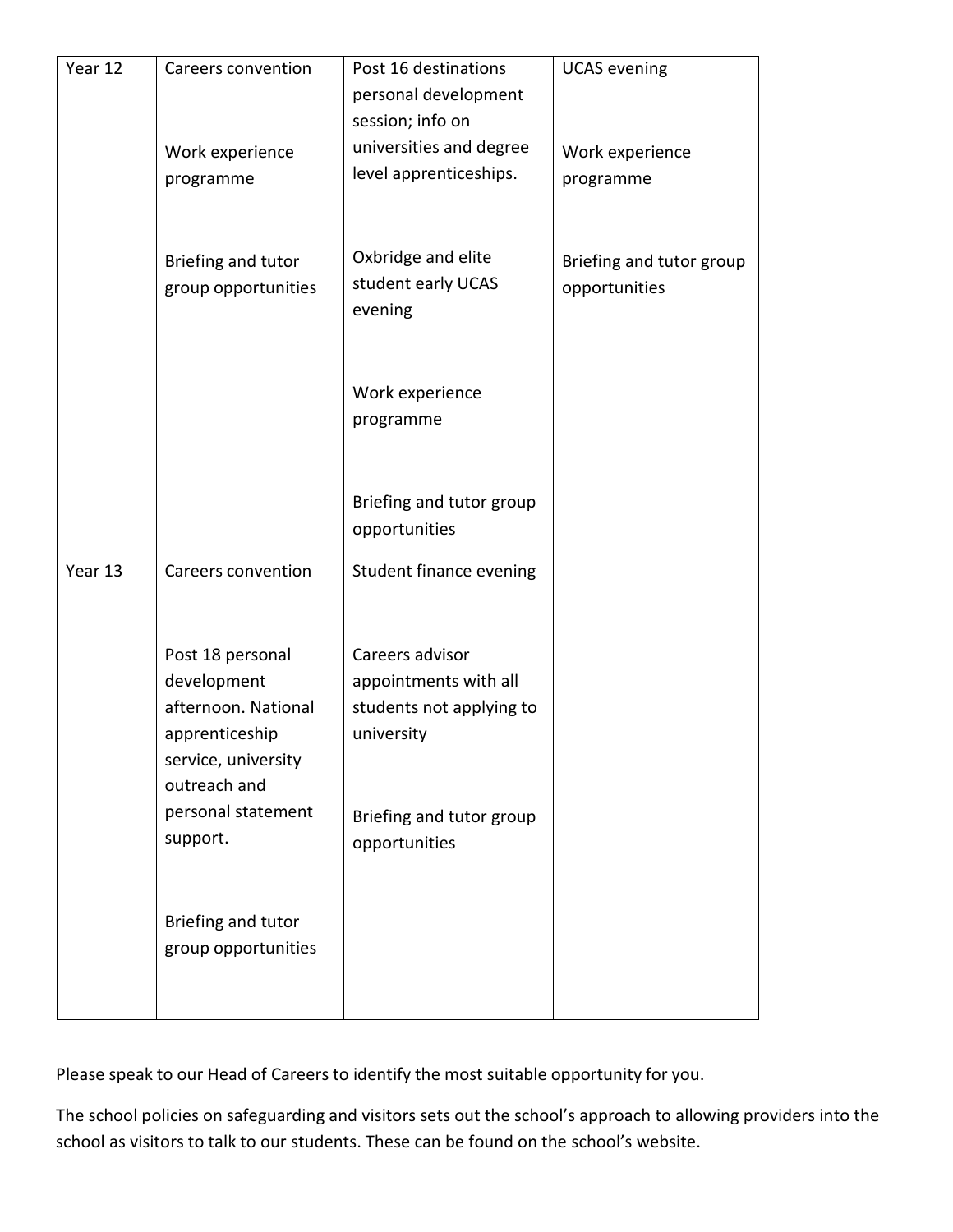| Year 12 | Careers convention<br><br>Work experience programme<br><br>Briefing and tutor group opportunities | Post 16 destinations personal development session; info on universities and degree level apprenticeships.<br><br>Oxbridge and elite student early UCAS evening<br><br>Work experience programme<br><br>Briefing and tutor group opportunities | UCAS evening<br><br>Work experience programme<br><br>Briefing and tutor group opportunities |
|---|---|---|---|
| Year 13 | Careers convention<br><br>Post 18 personal development afternoon. National apprenticeship service, university outreach and personal statement support.<br><br>Briefing and tutor group opportunities | Student finance evening<br><br>Careers advisor appointments with all students not applying to university<br><br>Briefing and tutor group opportunities | |

Please speak to our Head of Careers to identify the most suitable opportunity for you.

The school policies on safeguarding and visitors sets out the school's approach to allowing providers into the school as visitors to talk to our students. These can be found on the school's website.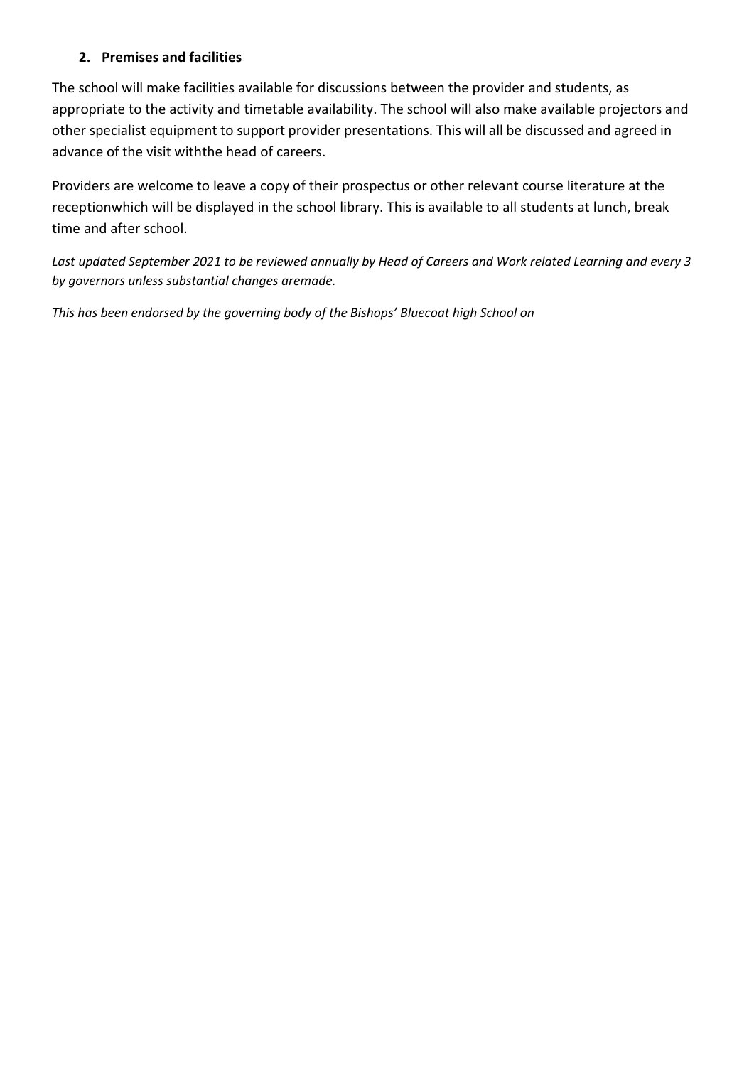## 2. Premises and facilities

The school will make facilities available for discussions between the provider and students, as appropriate to the activity and timetable availability. The school will also make available projectors and other specialist equipment to support provider presentations. This will all be discussed and agreed in advance of the visit withthe head of careers.

Providers are welcome to leave a copy of their prospectus or other relevant course literature at the receptionwhich will be displayed in the school library. This is available to all students at lunch, break time and after school.

*Last updated September 2021 to be reviewed annually by Head of Careers and Work related Learning and every 3 by governors unless substantial changes aremade.*

*This has been endorsed by the governing body of the Bishops' Bluecoat high School on*